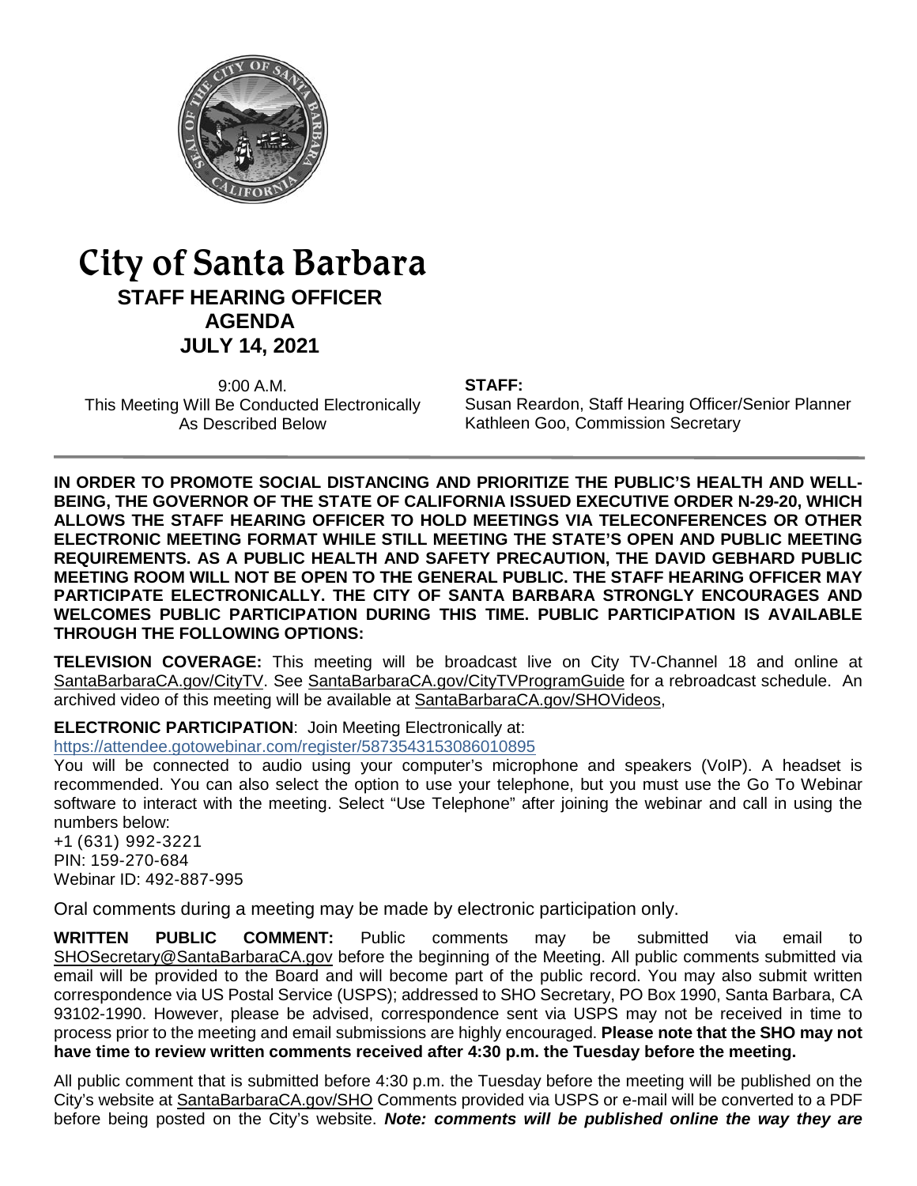# City of Santa Barbara

## STAFF HEARING OFFICER AGENDA

## JULY 14, 2021

9:00 A.M.
This Meeting Will Be Conducted Electronically
As Described Below

**STAFF:**
Susan Reardon, Staff Hearing Officer/Senior Planner
Kathleen Goo, Commission Secretary

---

**IN ORDER TO PROMOTE SOCIAL DISTANCING AND PRIORITIZE THE PUBLIC'S HEALTH AND WELL-BEING, THE GOVERNOR OF THE STATE OF CALIFORNIA ISSUED EXECUTIVE ORDER N-29-20, WHICH ALLOWS THE STAFF HEARING OFFICER TO HOLD MEETINGS VIA TELECONFERENCES OR OTHER ELECTRONIC MEETING FORMAT WHILE STILL MEETING THE STATE'S OPEN AND PUBLIC MEETING REQUIREMENTS. AS A PUBLIC HEALTH AND SAFETY PRECAUTION, THE DAVID GEBHARD PUBLIC MEETING ROOM WILL NOT BE OPEN TO THE GENERAL PUBLIC. THE STAFF HEARING OFFICER MAY PARTICIPATE ELECTRONICALLY. THE CITY OF SANTA BARBARA STRONGLY ENCOURAGES AND WELCOMES PUBLIC PARTICIPATION DURING THIS TIME. PUBLIC PARTICIPATION IS AVAILABLE THROUGH THE FOLLOWING OPTIONS:**

**TELEVISION COVERAGE:** This meeting will be broadcast live on City TV-Channel 18 and online at SantaBarbaraCA.gov/CityTV. See SantaBarbaraCA.gov/CityTVProgramGuide for a rebroadcast schedule. An archived video of this meeting will be available at SantaBarbaraCA.gov/SHOVideos,

**ELECTRONIC PARTICIPATION**: Join Meeting Electronically at:
https://attendee.gotowebinar.com/register/5873543153086010895
You will be connected to audio using your computer's microphone and speakers (VoIP). A headset is recommended. You can also select the option to use your telephone, but you must use the Go To Webinar software to interact with the meeting. Select "Use Telephone" after joining the webinar and call in using the numbers below:
+1 (631) 992-3221
PIN: 159-270-684
Webinar ID: 492-887-995

Oral comments during a meeting may be made by electronic participation only.

**WRITTEN PUBLIC COMMENT:** Public comments may be submitted via email to SHOSecretary@SantaBarbaraCA.gov before the beginning of the Meeting. All public comments submitted via email will be provided to the Board and will become part of the public record. You may also submit written correspondence via US Postal Service (USPS); addressed to SHO Secretary, PO Box 1990, Santa Barbara, CA 93102-1990. However, please be advised, correspondence sent via USPS may not be received in time to process prior to the meeting and email submissions are highly encouraged. **Please note that the SHO may not have time to review written comments received after 4:30 p.m. the Tuesday before the meeting.**

All public comment that is submitted before 4:30 p.m. the Tuesday before the meeting will be published on the City's website at SantaBarbaraCA.gov/SHO Comments provided via USPS or e-mail will be converted to a PDF before being posted on the City's website. ***Note: comments will be published online the way they are***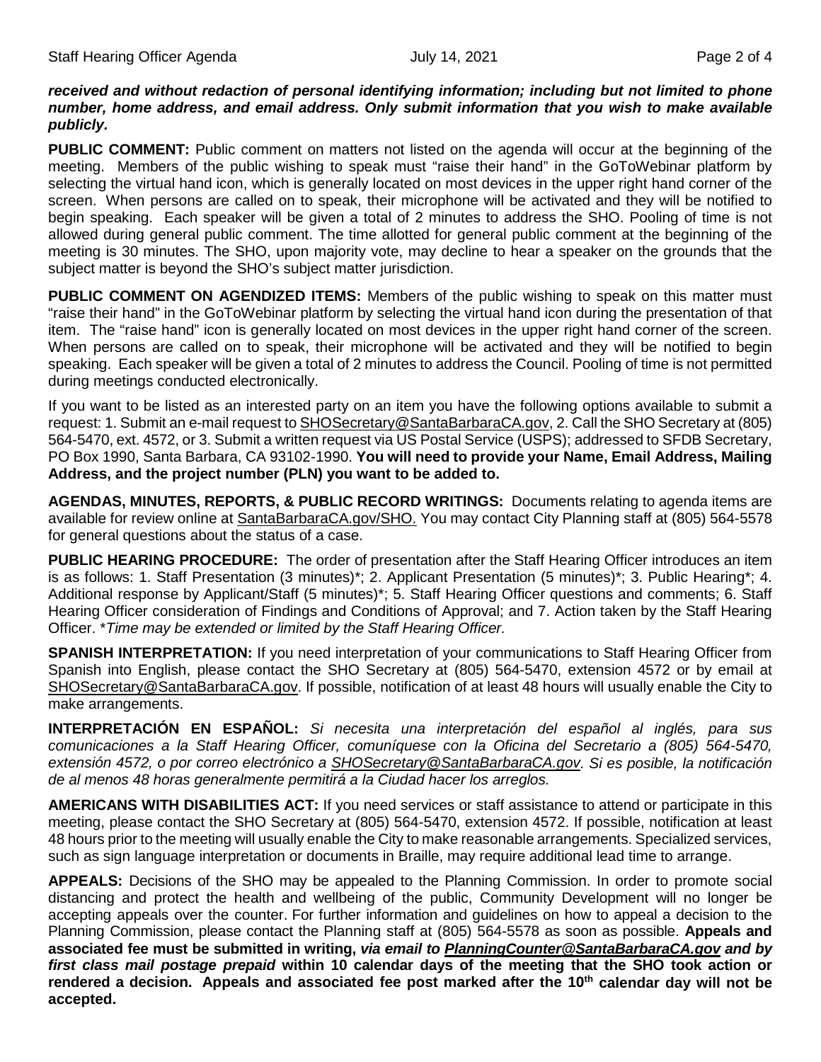***received and without redaction of personal identifying information; including but not limited to phone number, home address, and email address. Only submit information that you wish to make available publicly.***

**PUBLIC COMMENT:** Public comment on matters not listed on the agenda will occur at the beginning of the meeting. Members of the public wishing to speak must "raise their hand" in the GoToWebinar platform by selecting the virtual hand icon, which is generally located on most devices in the upper right hand corner of the screen. When persons are called on to speak, their microphone will be activated and they will be notified to begin speaking. Each speaker will be given a total of 2 minutes to address the SHO. Pooling of time is not allowed during general public comment. The time allotted for general public comment at the beginning of the meeting is 30 minutes. The SHO, upon majority vote, may decline to hear a speaker on the grounds that the subject matter is beyond the SHO's subject matter jurisdiction.

**PUBLIC COMMENT ON AGENDIZED ITEMS:** Members of the public wishing to speak on this matter must "raise their hand" in the GoToWebinar platform by selecting the virtual hand icon during the presentation of that item. The "raise hand" icon is generally located on most devices in the upper right hand corner of the screen. When persons are called on to speak, their microphone will be activated and they will be notified to begin speaking. Each speaker will be given a total of 2 minutes to address the Council. Pooling of time is not permitted during meetings conducted electronically.

If you want to be listed as an interested party on an item you have the following options available to submit a request: 1. Submit an e-mail request to SHOSecretary@SantaBarbaraCA.gov, 2. Call the SHO Secretary at (805) 564-5470, ext. 4572, or 3. Submit a written request via US Postal Service (USPS); addressed to SFDB Secretary, PO Box 1990, Santa Barbara, CA 93102-1990. **You will need to provide your Name, Email Address, Mailing Address, and the project number (PLN) you want to be added to.**

**AGENDAS, MINUTES, REPORTS, & PUBLIC RECORD WRITINGS:** Documents relating to agenda items are available for review online at SantaBarbaraCA.gov/SHO. You may contact City Planning staff at (805) 564-5578 for general questions about the status of a case.

**PUBLIC HEARING PROCEDURE:** The order of presentation after the Staff Hearing Officer introduces an item is as follows: 1. Staff Presentation (3 minutes)*; 2. Applicant Presentation (5 minutes)*; 3. Public Hearing*; 4. Additional response by Applicant/Staff (5 minutes)*; 5. Staff Hearing Officer questions and comments; 6. Staff Hearing Officer consideration of Findings and Conditions of Approval; and 7. Action taken by the Staff Hearing Officer. **Time may be extended or limited by the Staff Hearing Officer.*

**SPANISH INTERPRETATION:** If you need interpretation of your communications to Staff Hearing Officer from Spanish into English, please contact the SHO Secretary at (805) 564-5470, extension 4572 or by email at SHOSecretary@SantaBarbaraCA.gov. If possible, notification of at least 48 hours will usually enable the City to make arrangements.

**INTERPRETACIÓN EN ESPAÑOL:** *Si necesita una interpretación del español al inglés, para sus comunicaciones a la Staff Hearing Officer, comuníquese con la Oficina del Secretario a (805) 564-5470, extensión 4572, o por correo electrónico a SHOSecretary@SantaBarbaraCA.gov. Si es posible, la notificación de al menos 48 horas generalmente permitirá a la Ciudad hacer los arreglos.*

**AMERICANS WITH DISABILITIES ACT:** If you need services or staff assistance to attend or participate in this meeting, please contact the SHO Secretary at (805) 564-5470, extension 4572. If possible, notification at least 48 hours prior to the meeting will usually enable the City to make reasonable arrangements. Specialized services, such as sign language interpretation or documents in Braille, may require additional lead time to arrange.

**APPEALS:** Decisions of the SHO may be appealed to the Planning Commission. In order to promote social distancing and protect the health and wellbeing of the public, Community Development will no longer be accepting appeals over the counter. For further information and guidelines on how to appeal a decision to the Planning Commission, please contact the Planning staff at (805) 564-5578 as soon as possible. **Appeals and associated fee must be submitted in writing, *via email to PlanningCounter@SantaBarbaraCA.gov and by first class mail postage prepaid* within 10 calendar days of the meeting that the SHO took action or rendered a decision. Appeals and associated fee post marked after the 10th calendar day will not be accepted.**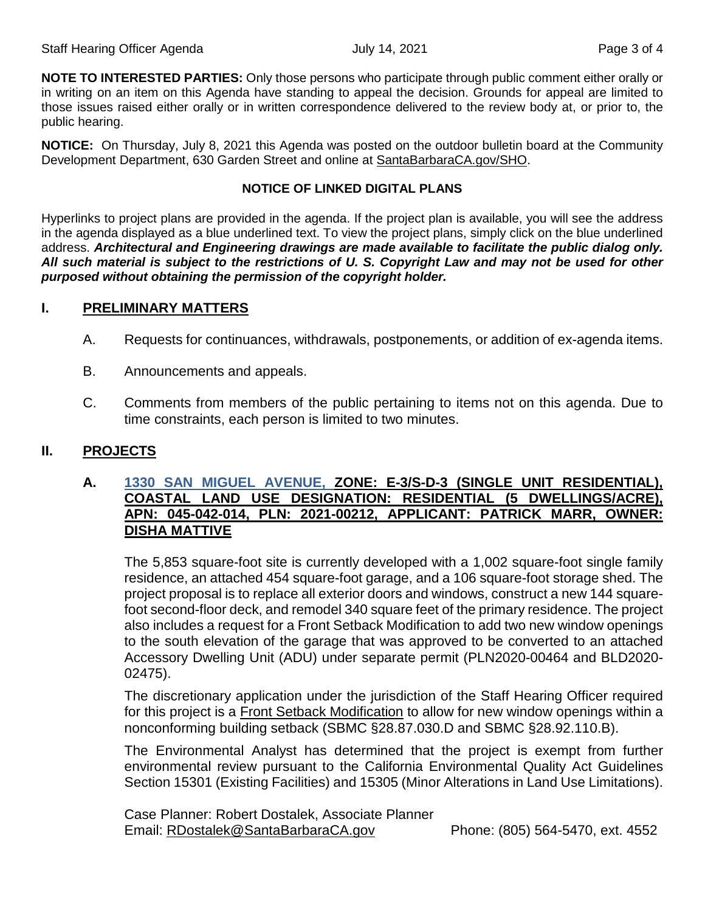**NOTE TO INTERESTED PARTIES:** Only those persons who participate through public comment either orally or in writing on an item on this Agenda have standing to appeal the decision. Grounds for appeal are limited to those issues raised either orally or in written correspondence delivered to the review body at, or prior to, the public hearing.

**NOTICE:** On Thursday, July 8, 2021 this Agenda was posted on the outdoor bulletin board at the Community Development Department, 630 Garden Street and online at SantaBarbaraCA.gov/SHO.

**NOTICE OF LINKED DIGITAL PLANS**

Hyperlinks to project plans are provided in the agenda. If the project plan is available, you will see the address in the agenda displayed as a blue underlined text. To view the project plans, simply click on the blue underlined address. ***Architectural and Engineering drawings are made available to facilitate the public dialog only. All such material is subject to the restrictions of U. S. Copyright Law and may not be used for other purposed without obtaining the permission of the copyright holder.***

## I. PRELIMINARY MATTERS

A. Requests for continuances, withdrawals, postponements, or addition of ex-agenda items.

B. Announcements and appeals.

C. Comments from members of the public pertaining to items not on this agenda. Due to time constraints, each person is limited to two minutes.

## II. PROJECTS

### A. 1330 SAN MIGUEL AVENUE, ZONE: E-3/S-D-3 (SINGLE UNIT RESIDENTIAL), COASTAL LAND USE DESIGNATION: RESIDENTIAL (5 DWELLINGS/ACRE), APN: 045-042-014, PLN: 2021-00212, APPLICANT: PATRICK MARR, OWNER: DISHA MATTIVE

The 5,853 square-foot site is currently developed with a 1,002 square-foot single family residence, an attached 454 square-foot garage, and a 106 square-foot storage shed. The project proposal is to replace all exterior doors and windows, construct a new 144 square-foot second-floor deck, and remodel 340 square feet of the primary residence. The project also includes a request for a Front Setback Modification to add two new window openings to the south elevation of the garage that was approved to be converted to an attached Accessory Dwelling Unit (ADU) under separate permit (PLN2020-00464 and BLD2020-02475).

The discretionary application under the jurisdiction of the Staff Hearing Officer required for this project is a Front Setback Modification to allow for new window openings within a nonconforming building setback (SBMC §28.87.030.D and SBMC §28.92.110.B).

The Environmental Analyst has determined that the project is exempt from further environmental review pursuant to the California Environmental Quality Act Guidelines Section 15301 (Existing Facilities) and 15305 (Minor Alterations in Land Use Limitations).

Case Planner: Robert Dostalek, Associate Planner
Email: RDostalek@SantaBarbaraCA.gov Phone: (805) 564-5470, ext. 4552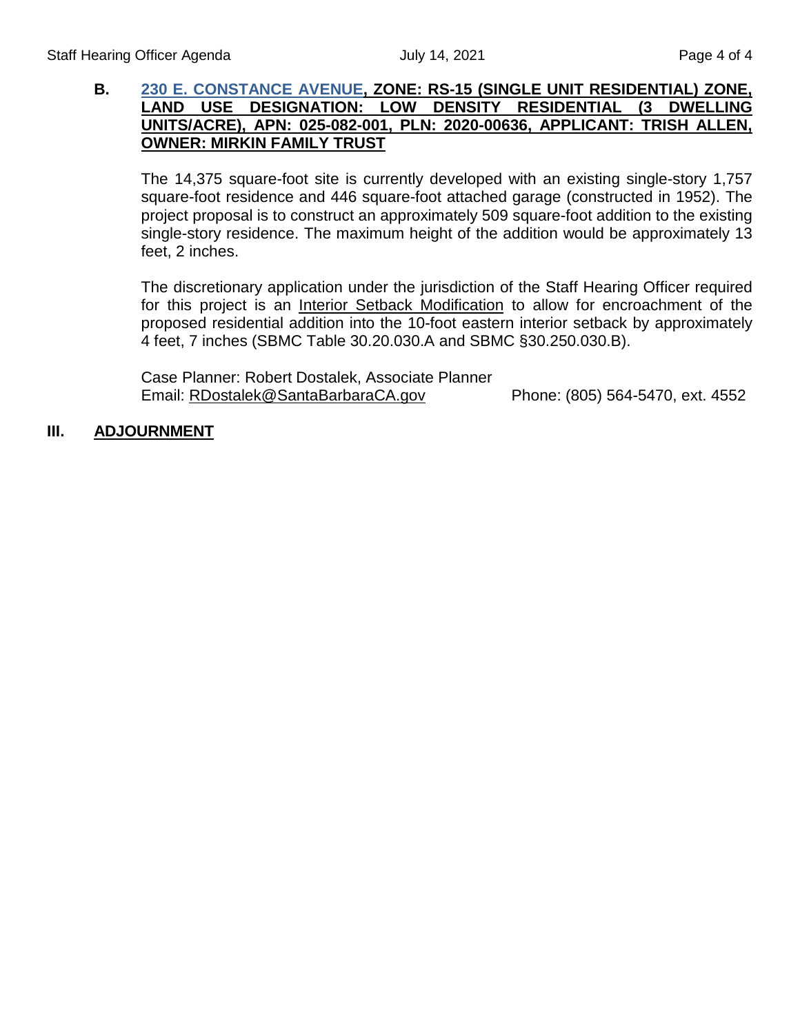**B. 230 E. CONSTANCE AVENUE, ZONE: RS-15 (SINGLE UNIT RESIDENTIAL) ZONE, LAND USE DESIGNATION: LOW DENSITY RESIDENTIAL (3 DWELLING UNITS/ACRE), APN: 025-082-001, PLN: 2020-00636, APPLICANT: TRISH ALLEN, OWNER: MIRKIN FAMILY TRUST**

The 14,375 square-foot site is currently developed with an existing single-story 1,757 square-foot residence and 446 square-foot attached garage (constructed in 1952). The project proposal is to construct an approximately 509 square-foot addition to the existing single-story residence. The maximum height of the addition would be approximately 13 feet, 2 inches.

The discretionary application under the jurisdiction of the Staff Hearing Officer required for this project is an Interior Setback Modification to allow for encroachment of the proposed residential addition into the 10-foot eastern interior setback by approximately 4 feet, 7 inches (SBMC Table 30.20.030.A and SBMC §30.250.030.B).

Case Planner: Robert Dostalek, Associate Planner
Email: RDostalek@SantaBarbaraCA.gov Phone: (805) 564-5470, ext. 4552

**III. ADJOURNMENT**